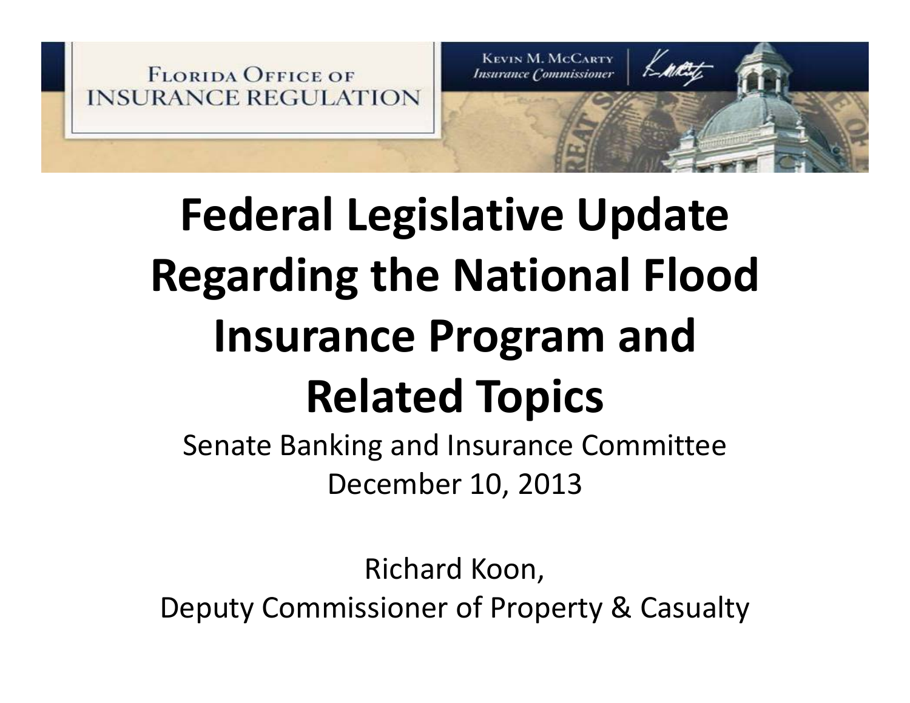FLORIDA OFFICE OF INSURANCE REGULATION

KEVIN M. MCCARTY
*Insurance Commissioner*

# Federal Legislative Update Regarding the National Flood Insurance Program and Related Topics

Senate Banking and Insurance Committee
December 10, 2013

Richard Koon,
Deputy Commissioner of Property & Casualty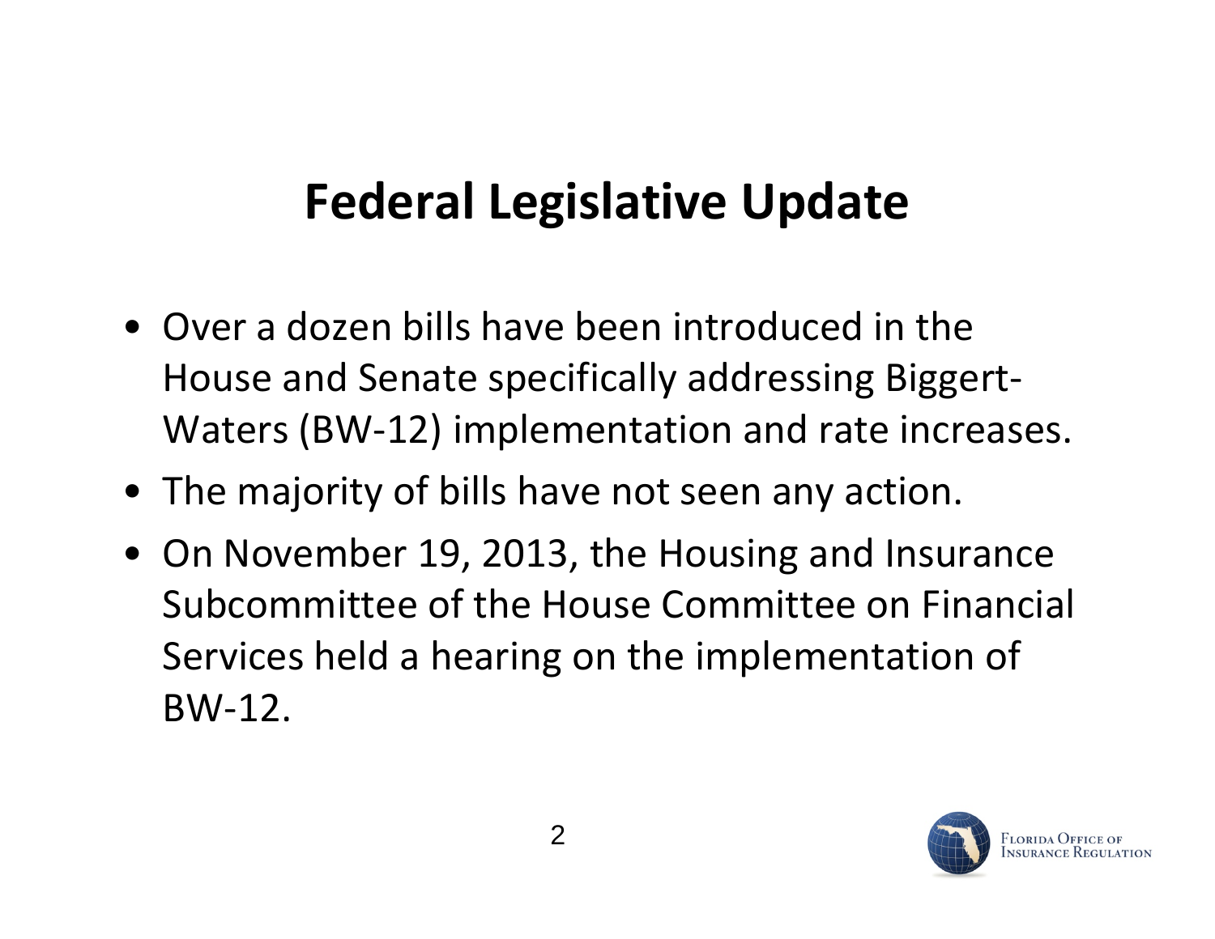# Federal Legislative Update

- Over a dozen bills have been introduced in the House and Senate specifically addressing Biggert-Waters (BW-12) implementation and rate increases.
- The majority of bills have not seen any action.
- On November 19, 2013, the Housing and Insurance Subcommittee of the House Committee on Financial Services held a hearing on the implementation of BW-12.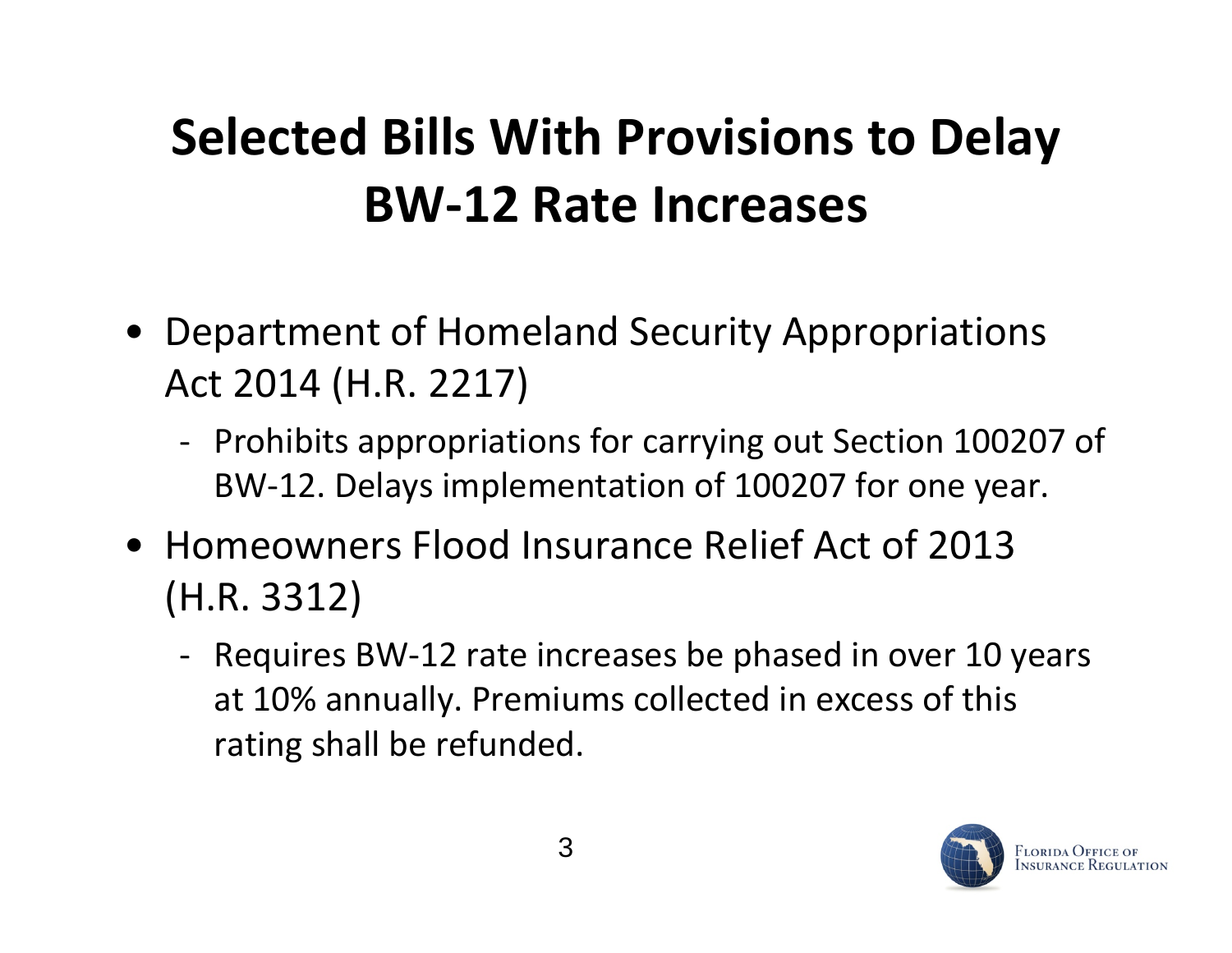# Selected Bills With Provisions to Delay BW-12 Rate Increases

- Department of Homeland Security Appropriations Act 2014 (H.R. 2217)
  - Prohibits appropriations for carrying out Section 100207 of BW-12. Delays implementation of 100207 for one year.
- Homeowners Flood Insurance Relief Act of 2013 (H.R. 3312)
  - Requires BW-12 rate increases be phased in over 10 years at 10% annually. Premiums collected in excess of this rating shall be refunded.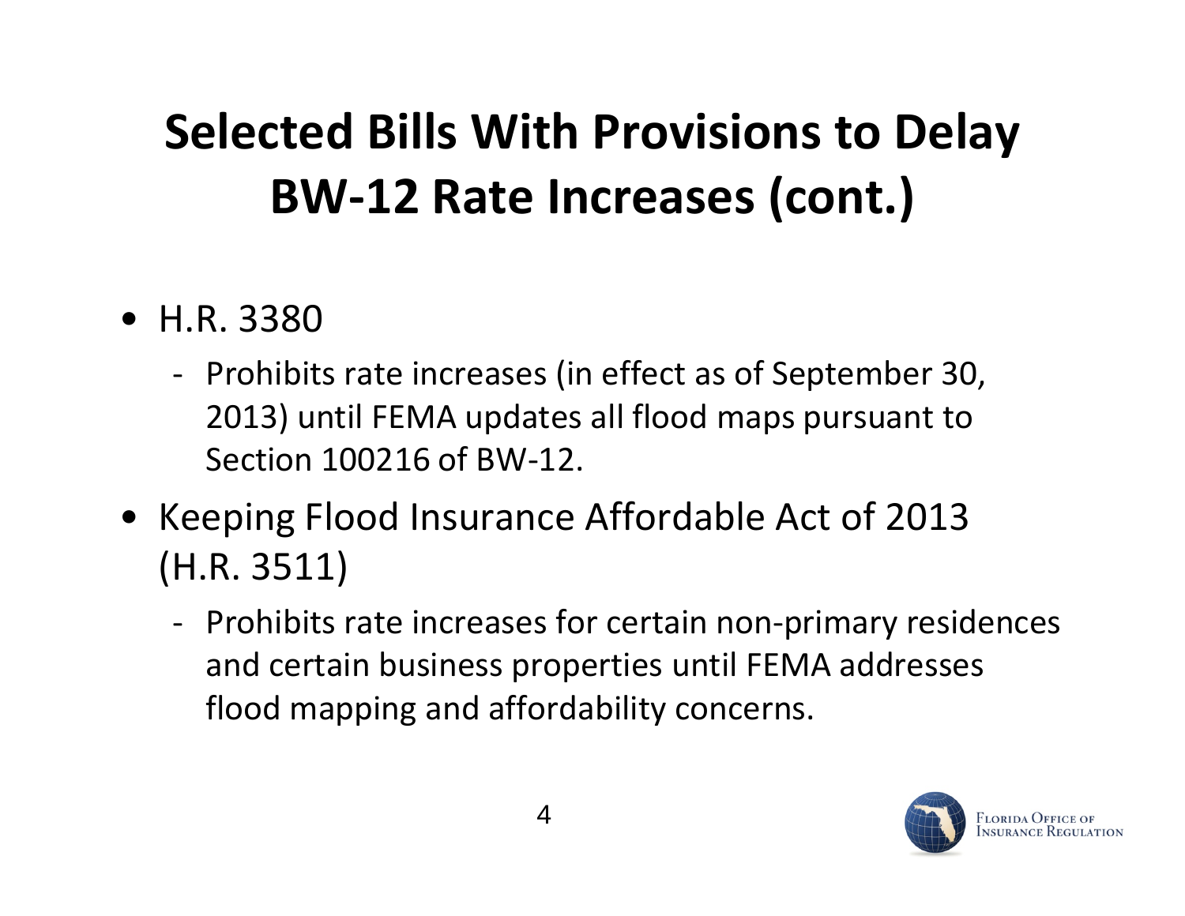# Selected Bills With Provisions to Delay BW-12 Rate Increases (cont.)

- H.R. 3380
  - Prohibits rate increases (in effect as of September 30, 2013) until FEMA updates all flood maps pursuant to Section 100216 of BW-12.
- Keeping Flood Insurance Affordable Act of 2013 (H.R. 3511)
  - Prohibits rate increases for certain non-primary residences and certain business properties until FEMA addresses flood mapping and affordability concerns.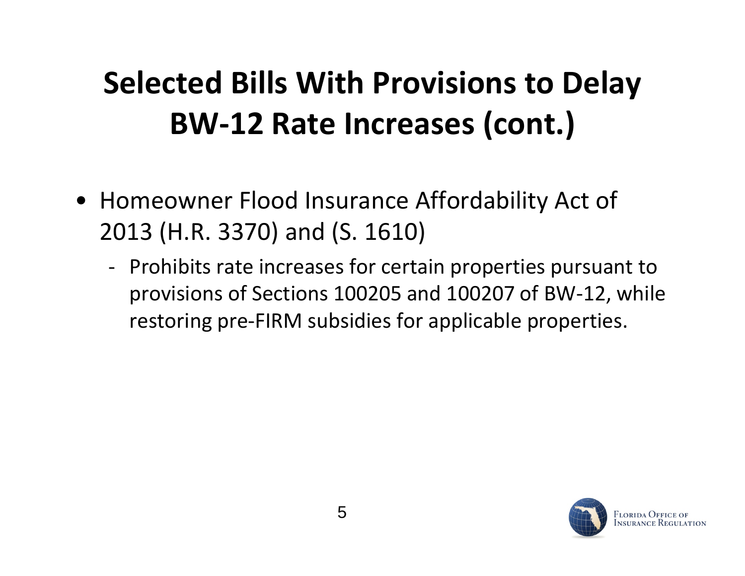# Selected Bills With Provisions to Delay BW-12 Rate Increases (cont.)

- Homeowner Flood Insurance Affordability Act of 2013 (H.R. 3370) and (S. 1610)
  - Prohibits rate increases for certain properties pursuant to provisions of Sections 100205 and 100207 of BW-12, while restoring pre-FIRM subsidies for applicable properties.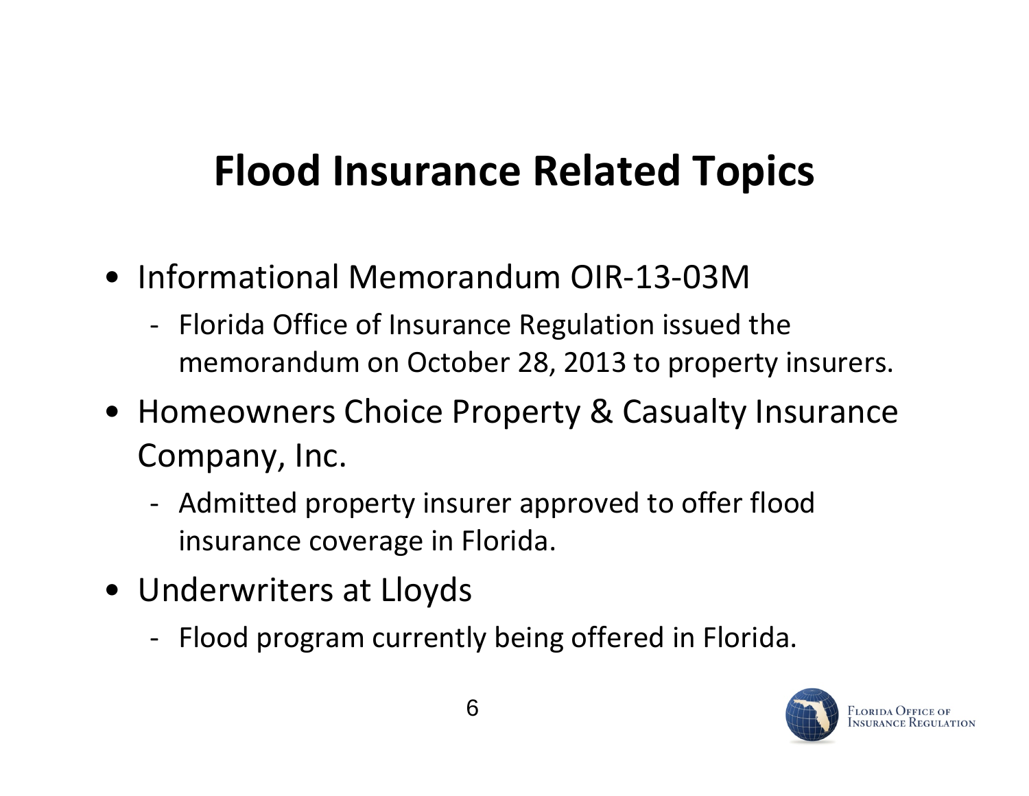# Flood Insurance Related Topics

- Informational Memorandum OIR-13-03M
  - Florida Office of Insurance Regulation issued the memorandum on October 28, 2013 to property insurers.
- Homeowners Choice Property & Casualty Insurance Company, Inc.
  - Admitted property insurer approved to offer flood insurance coverage in Florida.
- Underwriters at Lloyds
  - Flood program currently being offered in Florida.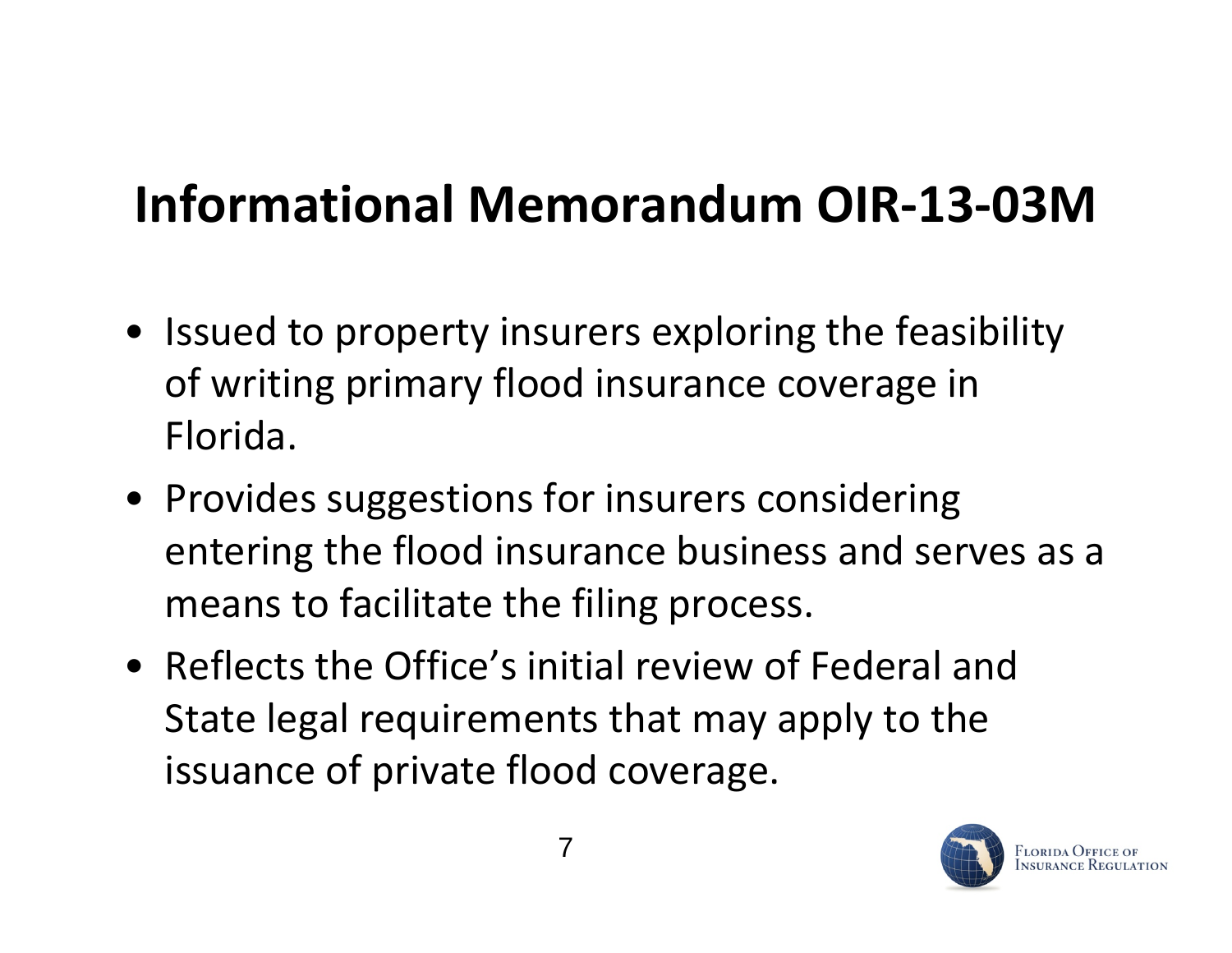# Informational Memorandum OIR-13-03M

- Issued to property insurers exploring the feasibility of writing primary flood insurance coverage in Florida.
- Provides suggestions for insurers considering entering the flood insurance business and serves as a means to facilitate the filing process.
- Reflects the Office's initial review of Federal and State legal requirements that may apply to the issuance of private flood coverage.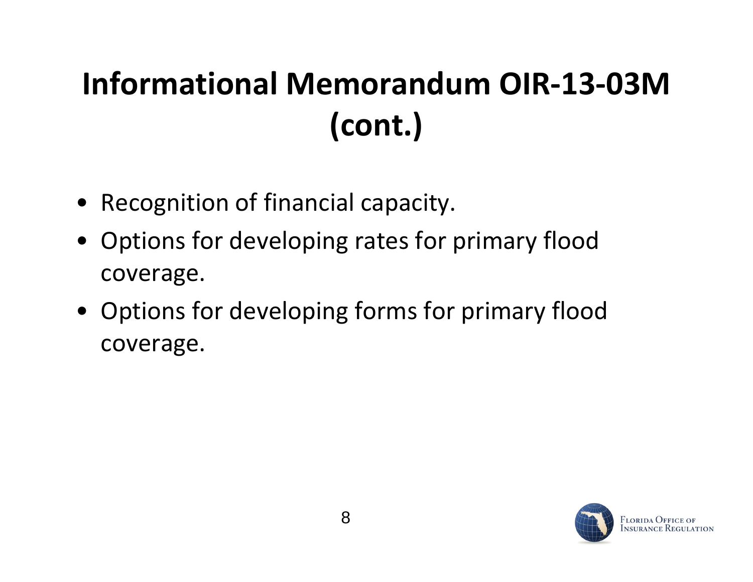# Informational Memorandum OIR-13-03M (cont.)

- Recognition of financial capacity.
- Options for developing rates for primary flood coverage.
- Options for developing forms for primary flood coverage.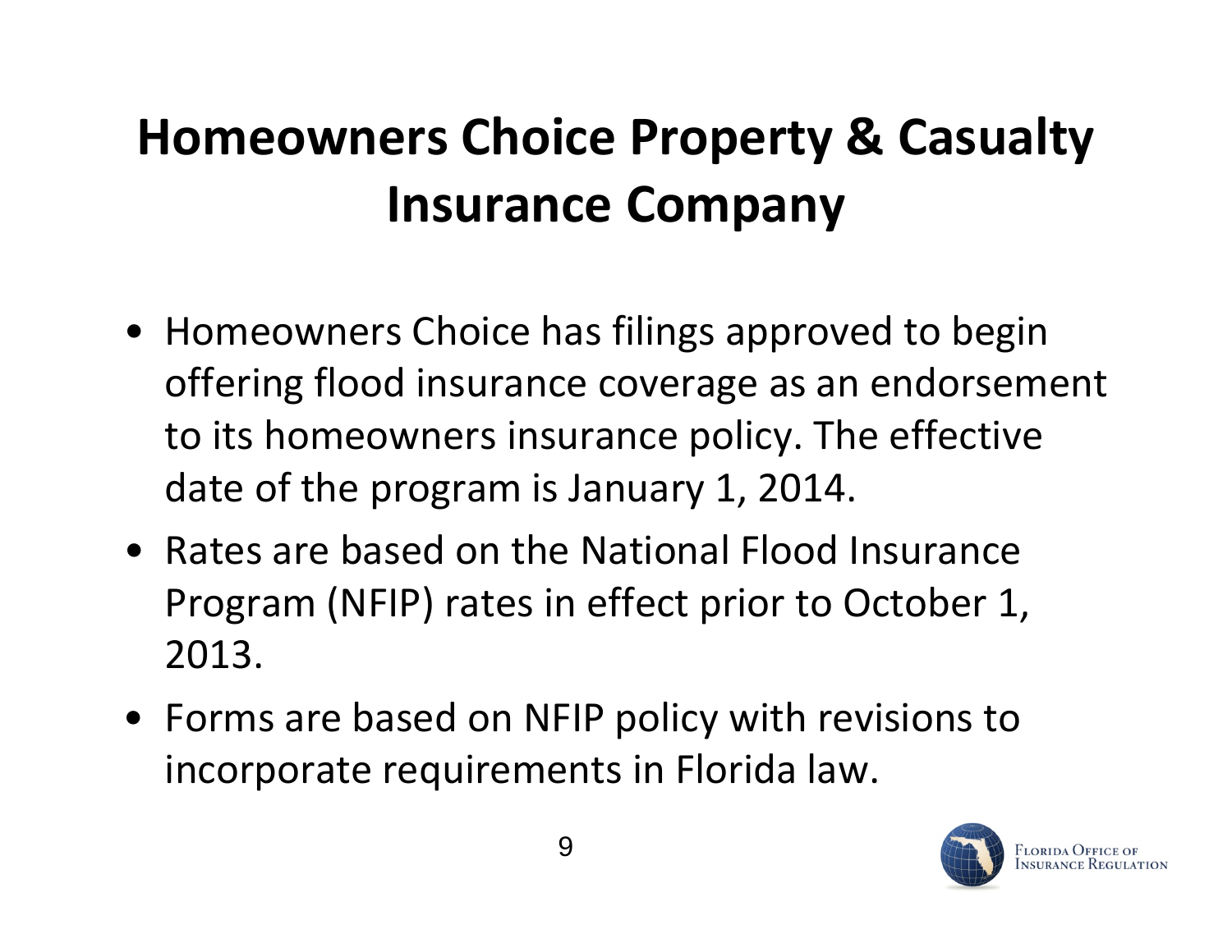# Homeowners Choice Property & Casualty Insurance Company

- Homeowners Choice has filings approved to begin offering flood insurance coverage as an endorsement to its homeowners insurance policy. The effective date of the program is January 1, 2014.
- Rates are based on the National Flood Insurance Program (NFIP) rates in effect prior to October 1, 2013.
- Forms are based on NFIP policy with revisions to incorporate requirements in Florida law.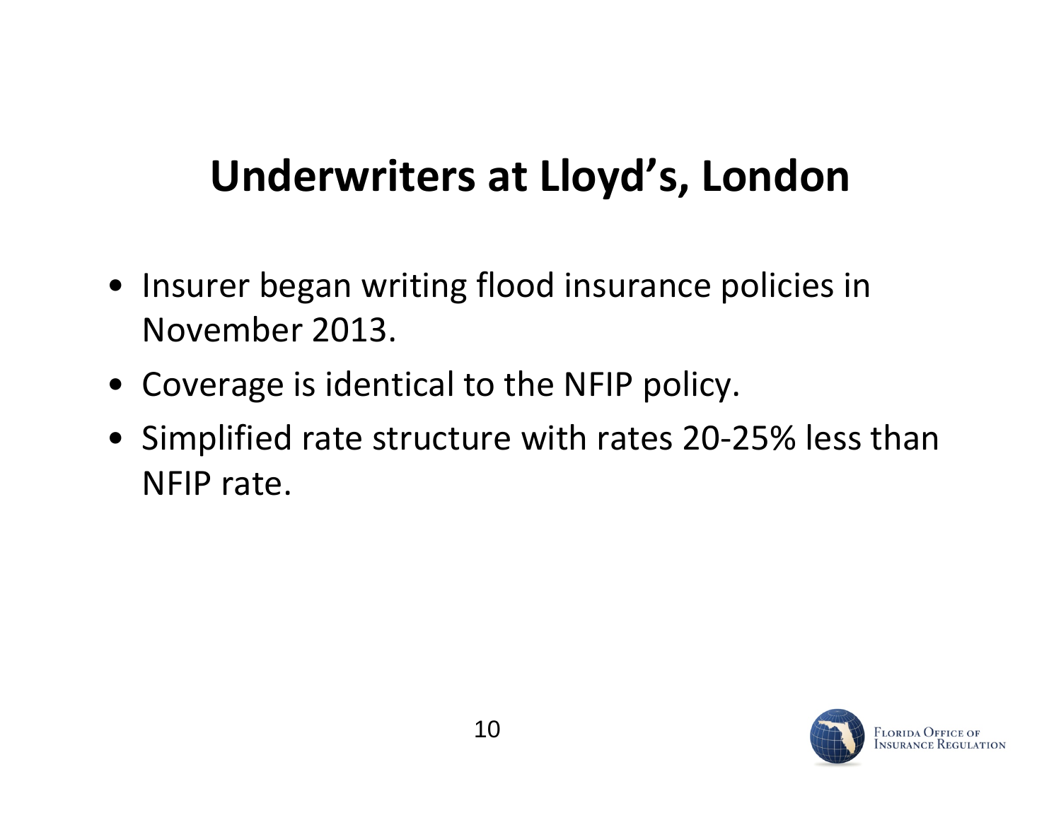# Underwriters at Lloyd's, London

- Insurer began writing flood insurance policies in November 2013.
- Coverage is identical to the NFIP policy.
- Simplified rate structure with rates 20-25% less than NFIP rate.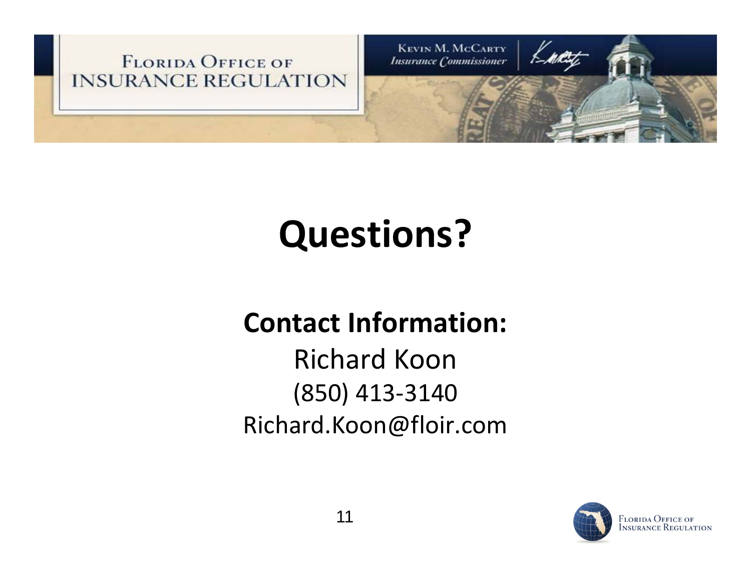# Questions?

**Contact Information:**

Richard Koon

(850) 413-3140

Richard.Koon@floir.com